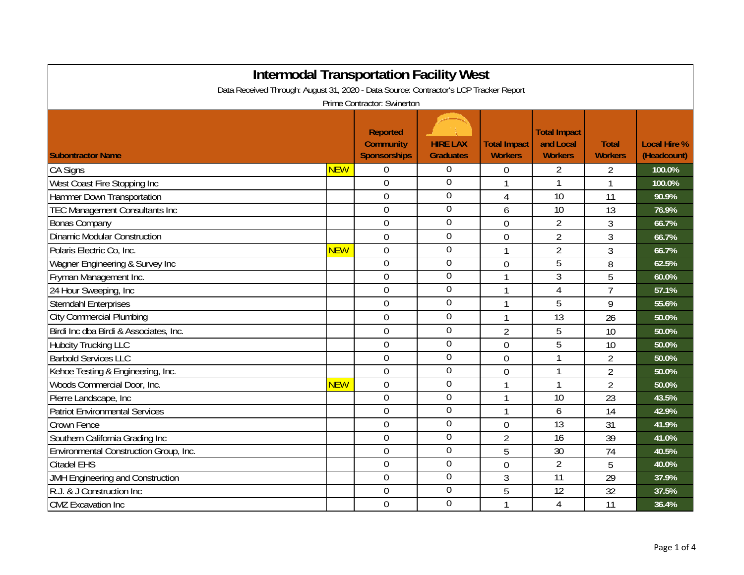# Intermodal Transportation Facility West

Data Received Through: August 31, 2020 - Data Source: Contractor's LCP Tracker Report

Prime Contractor: Swinerton

| Subontractor Name | | Reported Community Sponsorships | HIRE LAX Graduates | Total Impact Workers | Total Impact and Local Workers | Total Workers | Local Hire % (Headcount) |
|---|---|---|---|---|---|---|---|
| CA Signs | NEW | 0 | 0 | 0 | 2 | 2 | 100.0% |
| West Coast Fire Stopping Inc | | 0 | 0 | 1 | 1 | 1 | 100.0% |
| Hammer Down Transportation | | 0 | 0 | 4 | 10 | 11 | 90.9% |
| TEC Management Consultants Inc | | 0 | 0 | 6 | 10 | 13 | 76.9% |
| Bonas Company | | 0 | 0 | 0 | 2 | 3 | 66.7% |
| Dinamic Modular Construction | | 0 | 0 | 0 | 2 | 3 | 66.7% |
| Polaris Electric Co, Inc. | NEW | 0 | 0 | 1 | 2 | 3 | 66.7% |
| Wagner Engineering & Survey Inc | | 0 | 0 | 0 | 5 | 8 | 62.5% |
| Fryman Management Inc. | | 0 | 0 | 1 | 3 | 5 | 60.0% |
| 24 Hour Sweeping, Inc | | 0 | 0 | 1 | 4 | 7 | 57.1% |
| Sterndahl Enterprises | | 0 | 0 | 1 | 5 | 9 | 55.6% |
| City Commercial Plumbing | | 0 | 0 | 1 | 13 | 26 | 50.0% |
| Birdi Inc dba Birdi & Associates, Inc. | | 0 | 0 | 2 | 5 | 10 | 50.0% |
| Hubcity Trucking LLC | | 0 | 0 | 0 | 5 | 10 | 50.0% |
| Barbold Services LLC | | 0 | 0 | 0 | 1 | 2 | 50.0% |
| Kehoe Testing & Engineering, Inc. | | 0 | 0 | 0 | 1 | 2 | 50.0% |
| Woods Commercial Door, Inc. | NEW | 0 | 0 | 1 | 1 | 2 | 50.0% |
| Pierre Landscape, Inc | | 0 | 0 | 1 | 10 | 23 | 43.5% |
| Patriot Environmental Services | | 0 | 0 | 1 | 6 | 14 | 42.9% |
| Crown Fence | | 0 | 0 | 0 | 13 | 31 | 41.9% |
| Southern California Grading Inc | | 0 | 0 | 2 | 16 | 39 | 41.0% |
| Environmental Construction Group, Inc. | | 0 | 0 | 5 | 30 | 74 | 40.5% |
| Citadel EHS | | 0 | 0 | 0 | 2 | 5 | 40.0% |
| JMH Engineering and Construction | | 0 | 0 | 3 | 11 | 29 | 37.9% |
| R.J. & J Construction Inc | | 0 | 0 | 5 | 12 | 32 | 37.5% |
| CMZ Excavation Inc | | 0 | 0 | 1 | 4 | 11 | 36.4% |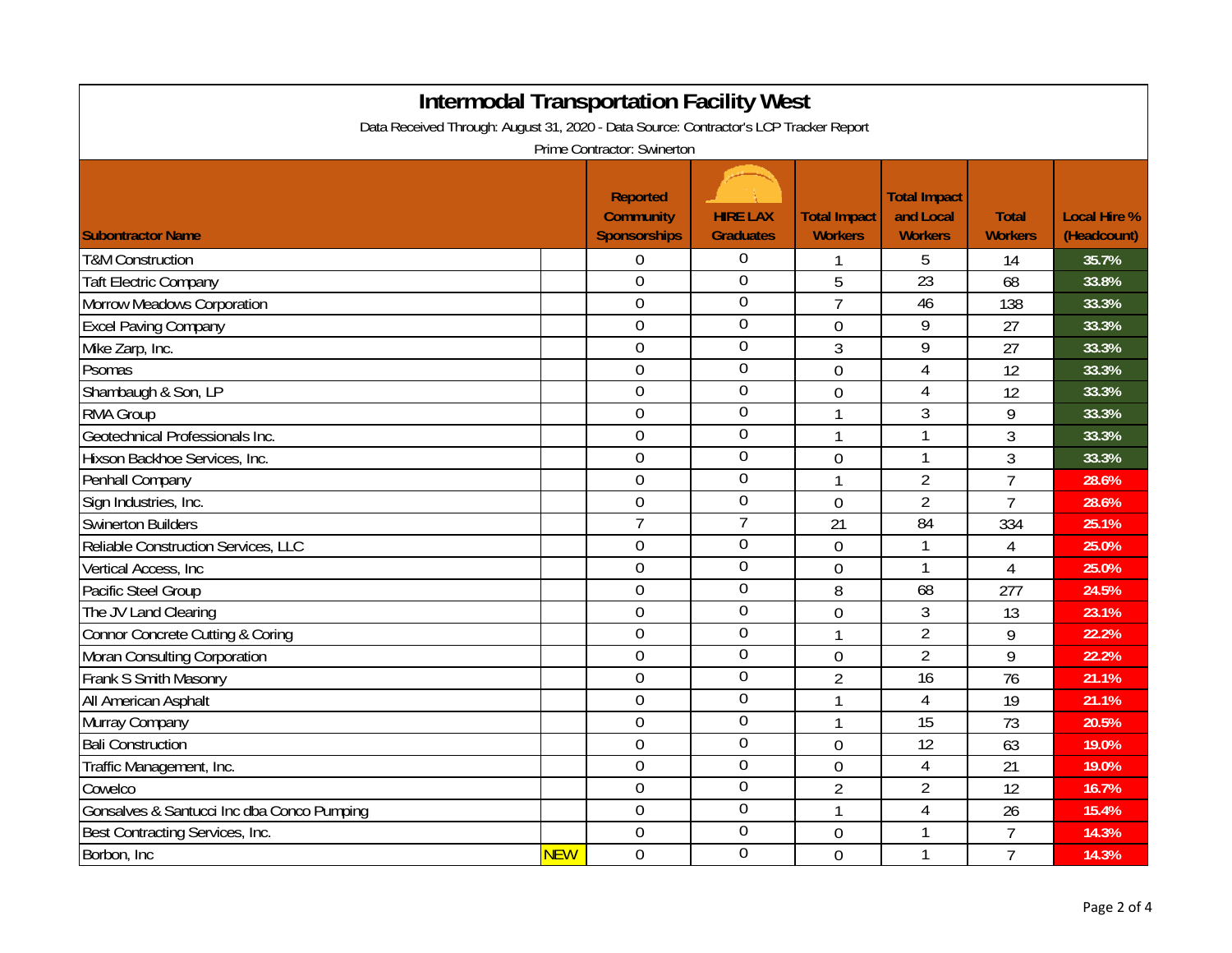# Intermodal Transportation Facility West

Data Received Through: August 31, 2020 - Data Source: Contractor's LCP Tracker Report

Prime Contractor: Swinerton

| Subontractor Name | | Reported Community Sponsorships | HIRE LAX Graduates | Total Impact Workers | Total Impact and Local Workers | Total Workers | Local Hire % (Headcount) |
|---|---|---|---|---|---|---|---|
| T&M Construction | | 0 | 0 | 1 | 5 | 14 | 35.7% |
| Taft Electric Company | | 0 | 0 | 5 | 23 | 68 | 33.8% |
| Morrow Meadows Corporation | | 0 | 0 | 7 | 46 | 138 | 33.3% |
| Excel Paving Company | | 0 | 0 | 0 | 9 | 27 | 33.3% |
| Mike Zarp, Inc. | | 0 | 0 | 3 | 9 | 27 | 33.3% |
| Psomas | | 0 | 0 | 0 | 4 | 12 | 33.3% |
| Shambaugh & Son, LP | | 0 | 0 | 0 | 4 | 12 | 33.3% |
| RMA Group | | 0 | 0 | 1 | 3 | 9 | 33.3% |
| Geotechnical Professionals Inc. | | 0 | 0 | 1 | 1 | 3 | 33.3% |
| Hixson Backhoe Services, Inc. | | 0 | 0 | 0 | 1 | 3 | 33.3% |
| Penhall Company | | 0 | 0 | 1 | 2 | 7 | 28.6% |
| Sign Industries, Inc. | | 0 | 0 | 0 | 2 | 7 | 28.6% |
| Swinerton Builders | | 7 | 7 | 21 | 84 | 334 | 25.1% |
| Reliable Construction Services, LLC | | 0 | 0 | 0 | 1 | 4 | 25.0% |
| Vertical Access, Inc | | 0 | 0 | 0 | 1 | 4 | 25.0% |
| Pacific Steel Group | | 0 | 0 | 8 | 68 | 277 | 24.5% |
| The JV Land Clearing | | 0 | 0 | 0 | 3 | 13 | 23.1% |
| Connor Concrete Cutting & Coring | | 0 | 0 | 1 | 2 | 9 | 22.2% |
| Moran Consulting Corporation | | 0 | 0 | 0 | 2 | 9 | 22.2% |
| Frank S Smith Masonry | | 0 | 0 | 2 | 16 | 76 | 21.1% |
| All American Asphalt | | 0 | 0 | 1 | 4 | 19 | 21.1% |
| Murray Company | | 0 | 0 | 1 | 15 | 73 | 20.5% |
| Bali Construction | | 0 | 0 | 0 | 12 | 63 | 19.0% |
| Traffic Management, Inc. | | 0 | 0 | 0 | 4 | 21 | 19.0% |
| Cowelco | | 0 | 0 | 2 | 2 | 12 | 16.7% |
| Gonsalves & Santucci Inc dba Conco Pumping | | 0 | 0 | 1 | 4 | 26 | 15.4% |
| Best Contracting Services, Inc. | | 0 | 0 | 0 | 1 | 7 | 14.3% |
| Borbon, Inc | NEW | 0 | 0 | 0 | 1 | 7 | 14.3% |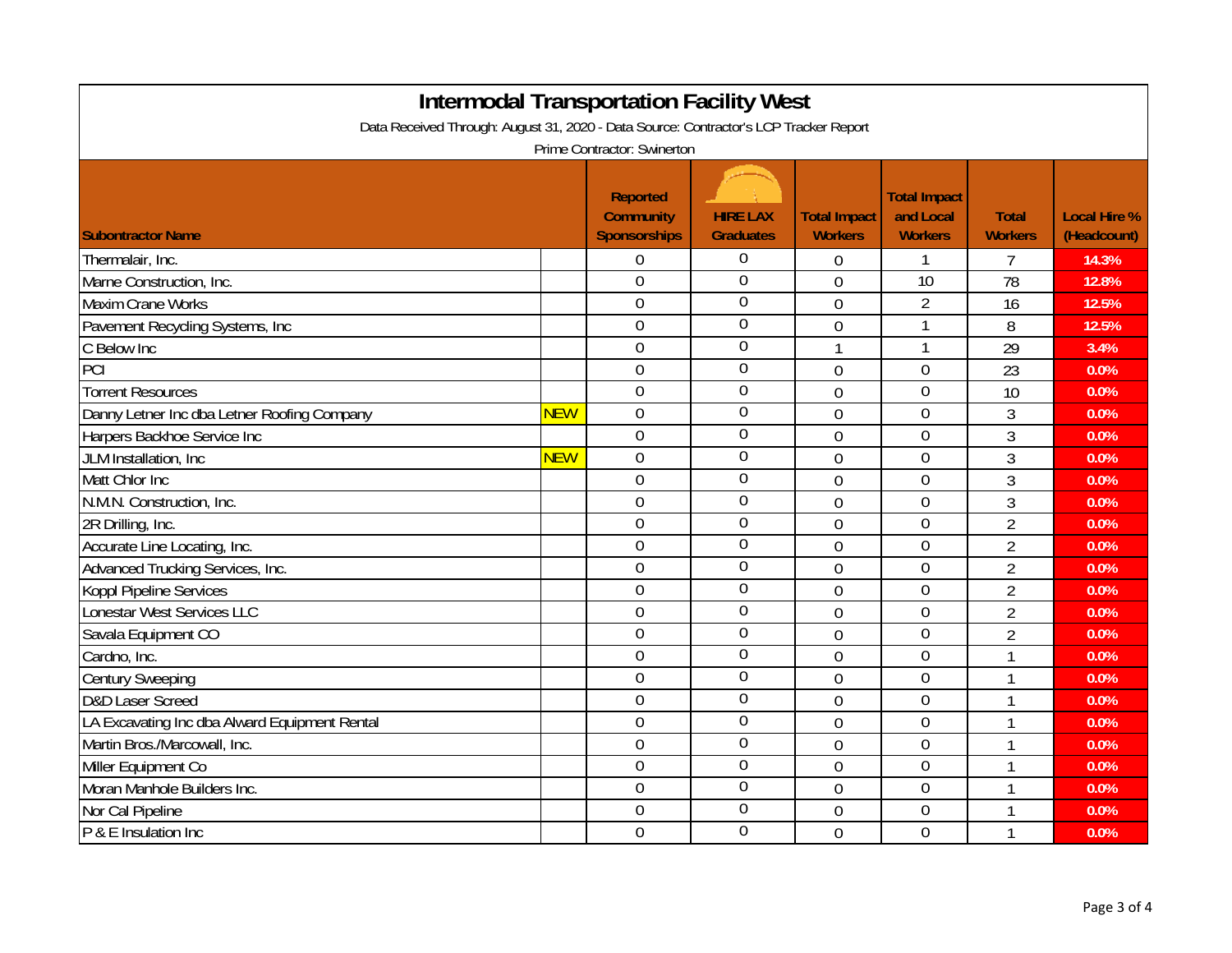# Intermodal Transportation Facility West

Data Received Through: August 31, 2020 - Data Source: Contractor's LCP Tracker Report

Prime Contractor: Swinerton

| Subontractor Name | | Reported Community Sponsorships | HIRE LAX Graduates | Total Impact Workers | Total Impact and Local Workers | Total Workers | Local Hire % (Headcount) |
|---|---|---|---|---|---|---|---|
| Thermalair, Inc. | | 0 | 0 | 0 | 1 | 7 | 14.3% |
| Marne Construction, Inc. | | 0 | 0 | 0 | 10 | 78 | 12.8% |
| Maxim Crane Works | | 0 | 0 | 0 | 2 | 16 | 12.5% |
| Pavement Recycling Systems, Inc | | 0 | 0 | 0 | 1 | 8 | 12.5% |
| C Below Inc | | 0 | 0 | 1 | 1 | 29 | 3.4% |
| PCI | | 0 | 0 | 0 | 0 | 23 | 0.0% |
| Torrent Resources | | 0 | 0 | 0 | 0 | 10 | 0.0% |
| Danny Letner Inc dba Letner Roofing Company | NEW | 0 | 0 | 0 | 0 | 3 | 0.0% |
| Harpers Backhoe Service Inc | | 0 | 0 | 0 | 0 | 3 | 0.0% |
| JLM Installation, Inc | NEW | 0 | 0 | 0 | 0 | 3 | 0.0% |
| Matt Chlor Inc | | 0 | 0 | 0 | 0 | 3 | 0.0% |
| N.M.N. Construction, Inc. | | 0 | 0 | 0 | 0 | 3 | 0.0% |
| 2R Drilling, Inc. | | 0 | 0 | 0 | 0 | 2 | 0.0% |
| Accurate Line Locating, Inc. | | 0 | 0 | 0 | 0 | 2 | 0.0% |
| Advanced Trucking Services, Inc. | | 0 | 0 | 0 | 0 | 2 | 0.0% |
| Koppl Pipeline Services | | 0 | 0 | 0 | 0 | 2 | 0.0% |
| Lonestar West Services LLC | | 0 | 0 | 0 | 0 | 2 | 0.0% |
| Savala Equipment CO | | 0 | 0 | 0 | 0 | 2 | 0.0% |
| Cardno, Inc. | | 0 | 0 | 0 | 0 | 1 | 0.0% |
| Century Sweeping | | 0 | 0 | 0 | 0 | 1 | 0.0% |
| D&D Laser Screed | | 0 | 0 | 0 | 0 | 1 | 0.0% |
| LA Excavating Inc dba Alward Equipment Rental | | 0 | 0 | 0 | 0 | 1 | 0.0% |
| Martin Bros./Marcowall, Inc. | | 0 | 0 | 0 | 0 | 1 | 0.0% |
| Miller Equipment Co | | 0 | 0 | 0 | 0 | 1 | 0.0% |
| Moran Manhole Builders Inc. | | 0 | 0 | 0 | 0 | 1 | 0.0% |
| Nor Cal Pipeline | | 0 | 0 | 0 | 0 | 1 | 0.0% |
| P & E Insulation Inc | | 0 | 0 | 0 | 0 | 1 | 0.0% |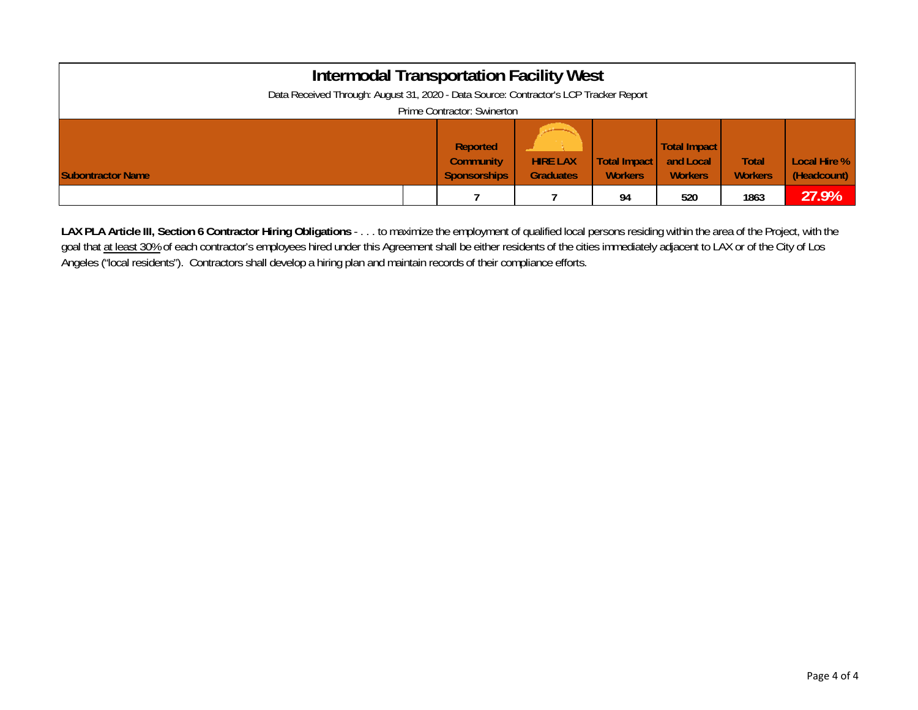## Intermodal Transportation Facility West

Data Received Through: August 31, 2020 - Data Source: Contractor's LCP Tracker Report

Prime Contractor: Swinerton

| Subontractor Name | | Reported Community Sponsorships | HIRE LAX Graduates | Total Impact Workers | Total Impact and Local Workers | Total Workers | Local Hire % (Headcount) |
|---|---|---|---|---|---|---|---|
| | | 7 | 7 | 94 | 520 | 1863 | 27.9% |

**LAX PLA Article III, Section 6 Contractor Hiring Obligations** - . . . to maximize the employment of qualified local persons residing within the area of the Project, with the goal that at least 30% of each contractor's employees hired under this Agreement shall be either residents of the cities immediately adjacent to LAX or of the City of Los Angeles ("local residents"). Contractors shall develop a hiring plan and maintain records of their compliance efforts.